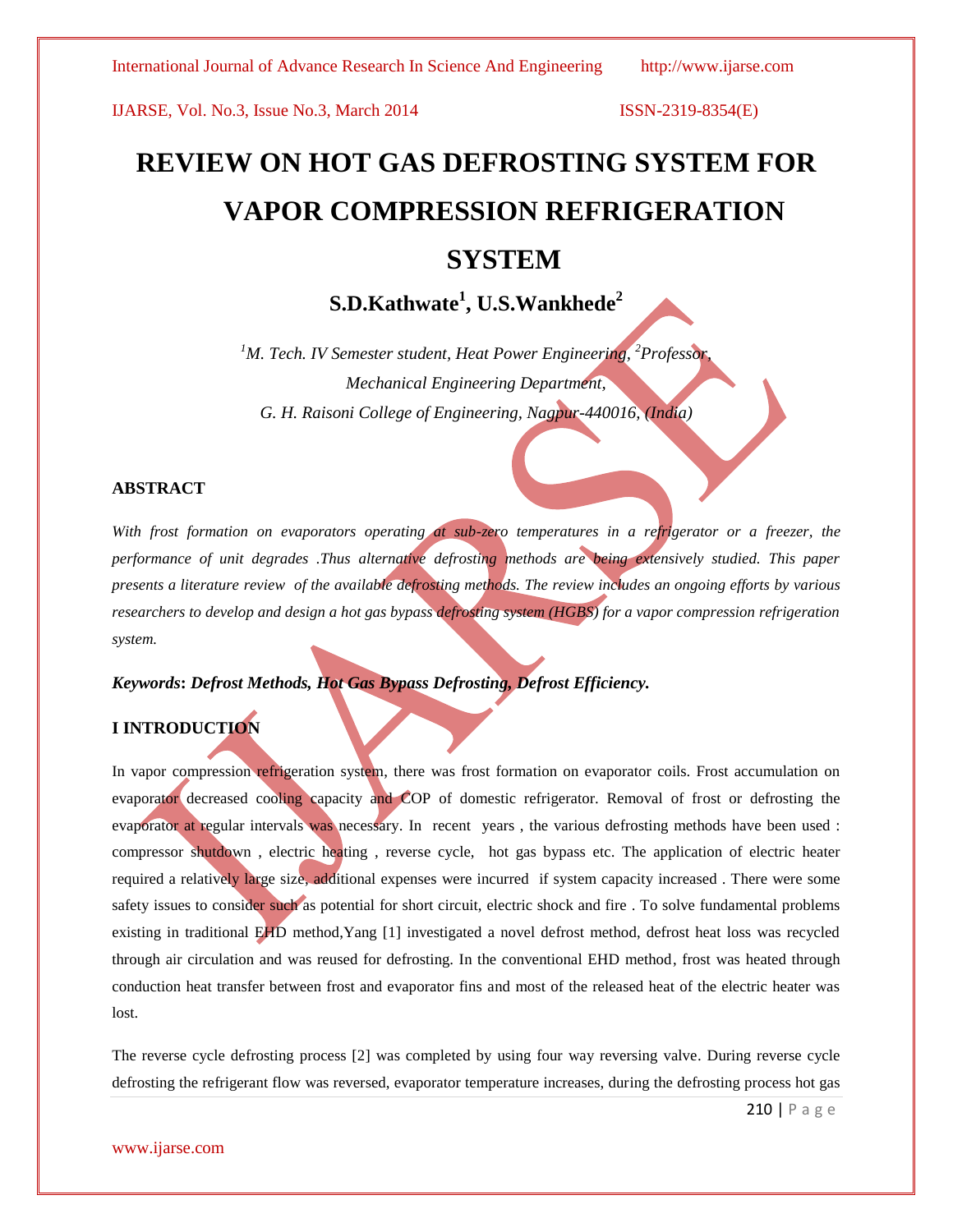# REVIEW ON HOT GAS DEFROSTING SYSTEM FOR VAPOR COMPRESSION REFRIGERATION SYSTEM

**S.D.Kathwate[1], U.S.Wankhede[2]**

*[1]M. Tech. IV Semester student, Heat Power Engineering, [2]Professor,*
*Mechanical Engineering Department,*
*G. H. Raisoni College of Engineering, Nagpur-440016, (India)*

## ABSTRACT

*With frost formation on evaporators operating at sub-zero temperatures in a refrigerator or a freezer, the performance of unit degrades .Thus alternative defrosting methods are being extensively studied. This paper presents a literature review of the available defrosting methods. The review includes an ongoing efforts by various researchers to develop and design a hot gas bypass defrosting system (HGBS) for a vapor compression refrigeration system.*

***Keywords*: *Defrost Methods, Hot Gas Bypass Defrosting, Defrost Efficiency.***

## I INTRODUCTION

In vapor compression refrigeration system, there was frost formation on evaporator coils. Frost accumulation on evaporator decreased cooling capacity and COP of domestic refrigerator. Removal of frost or defrosting the evaporator at regular intervals was necessary. In recent years , the various defrosting methods have been used : compressor shutdown , electric heating , reverse cycle, hot gas bypass etc. The application of electric heater required a relatively large size, additional expenses were incurred if system capacity increased . There were some safety issues to consider such as potential for short circuit, electric shock and fire . To solve fundamental problems existing in traditional EHD method,Yang [1] investigated a novel defrost method, defrost heat loss was recycled through air circulation and was reused for defrosting. In the conventional EHD method, frost was heated through conduction heat transfer between frost and evaporator fins and most of the released heat of the electric heater was lost.

The reverse cycle defrosting process [2] was completed by using four way reversing valve. During reverse cycle defrosting the refrigerant flow was reversed, evaporator temperature increases, during the defrosting process hot gas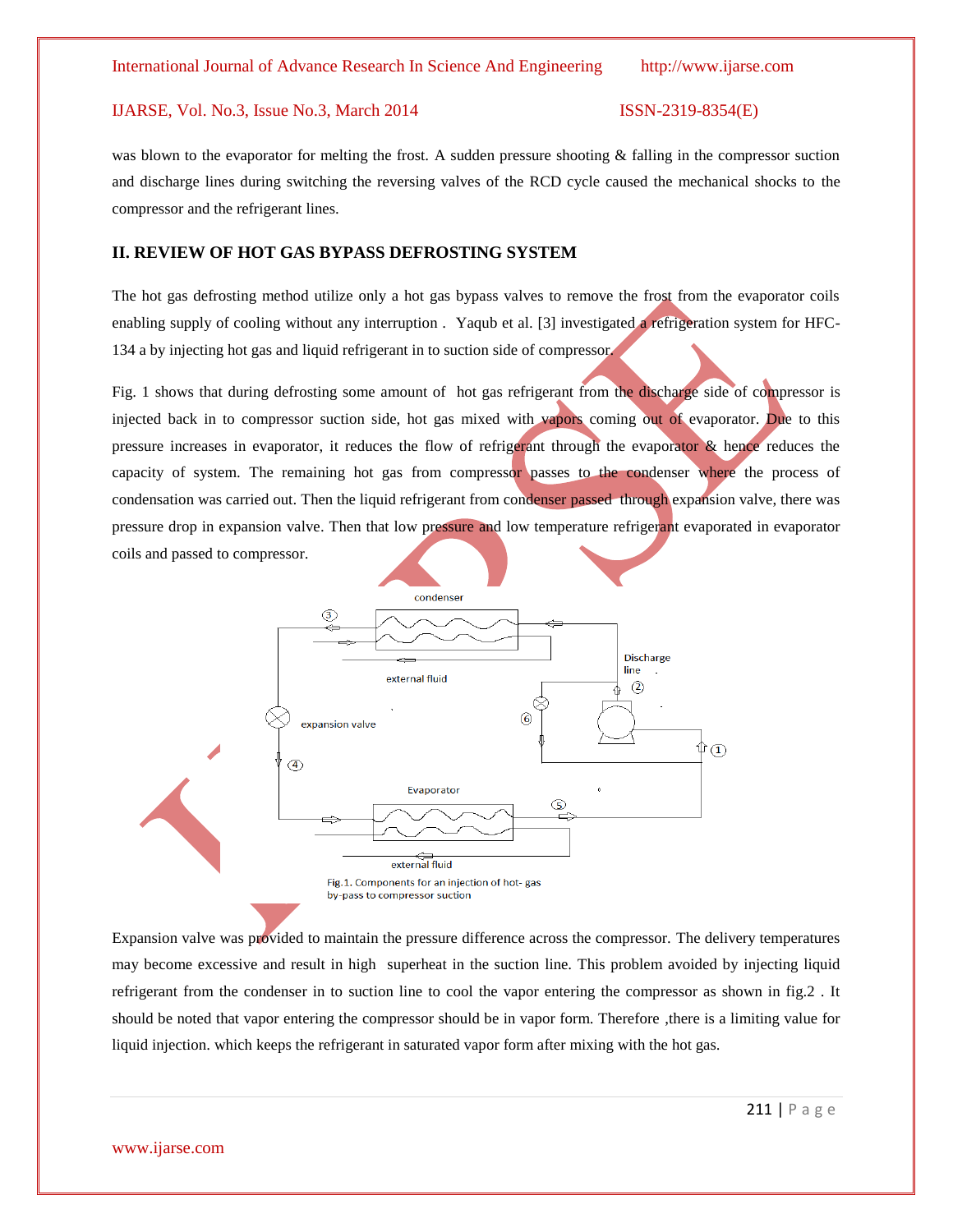was blown to the evaporator for melting the frost. A sudden pressure shooting & falling in the compressor suction and discharge lines during switching the reversing valves of the RCD cycle caused the mechanical shocks to the compressor and the refrigerant lines.

## II. REVIEW OF HOT GAS BYPASS DEFROSTING SYSTEM

The hot gas defrosting method utilize only a hot gas bypass valves to remove the frost from the evaporator coils enabling supply of cooling without any interruption . Yaqub et al. [3] investigated a refrigeration system for HFC-134 a by injecting hot gas and liquid refrigerant in to suction side of compressor.

Fig. 1 shows that during defrosting some amount of hot gas refrigerant from the discharge side of compressor is injected back in to compressor suction side, hot gas mixed with vapors coming out of evaporator. Due to this pressure increases in evaporator, it reduces the flow of refrigerant through the evaporator & hence reduces the capacity of system. The remaining hot gas from compressor passes to the condenser where the process of condensation was carried out. Then the liquid refrigerant from condenser passed through expansion valve, there was pressure drop in expansion valve. Then that low pressure and low temperature refrigerant evaporated in evaporator coils and passed to compressor.

Fig.1. Components for an injection of hot- gas by-pass to compressor suction

Expansion valve was provided to maintain the pressure difference across the compressor. The delivery temperatures may become excessive and result in high superheat in the suction line. This problem avoided by injecting liquid refrigerant from the condenser in to suction line to cool the vapor entering the compressor as shown in fig.2 . It should be noted that vapor entering the compressor should be in vapor form. Therefore ,there is a limiting value for liquid injection. which keeps the refrigerant in saturated vapor form after mixing with the hot gas.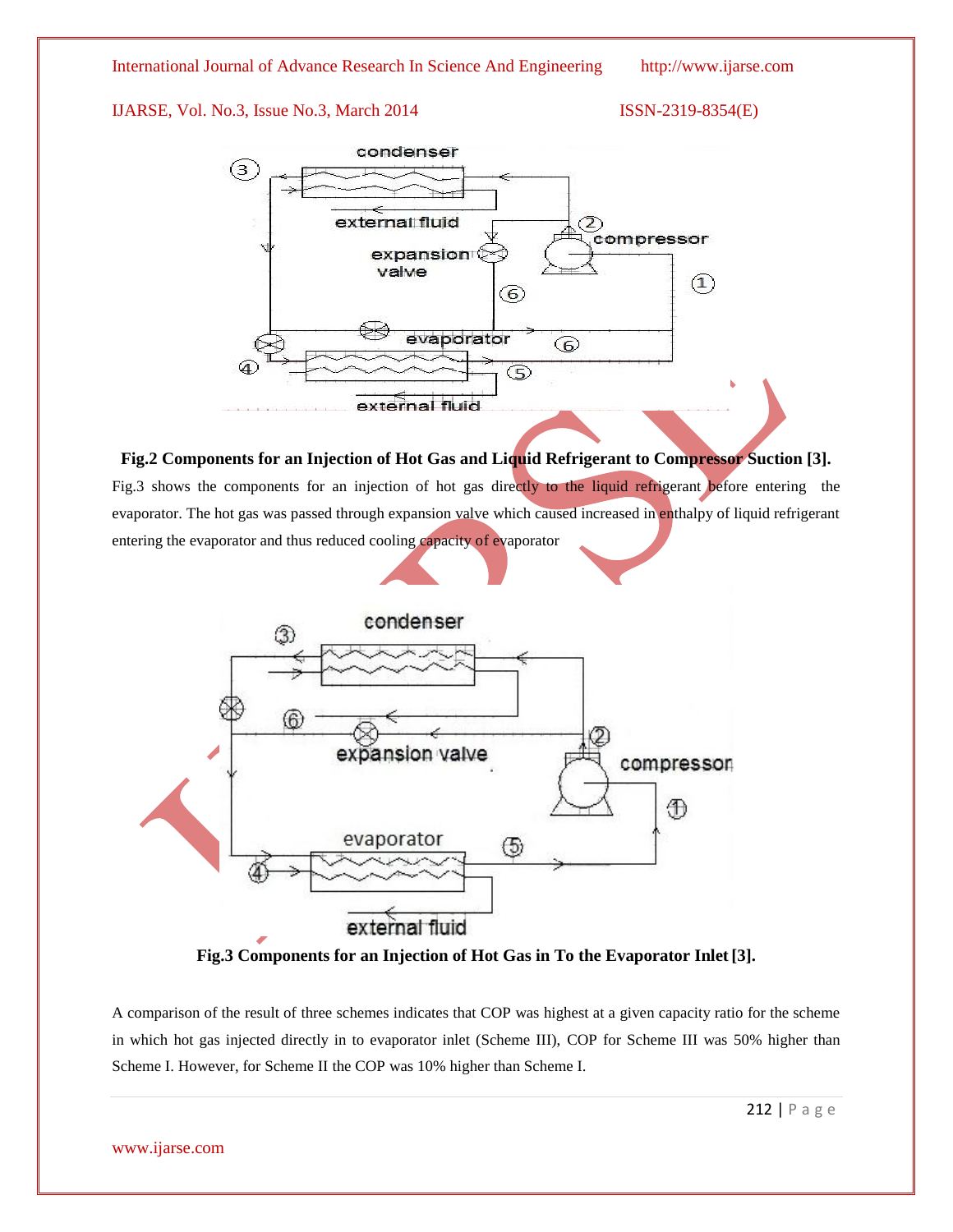**Fig.2 Components for an Injection of Hot Gas and Liquid Refrigerant to Compressor Suction [3].**

Fig.3 shows the components for an injection of hot gas directly to the liquid refrigerant before entering the evaporator. The hot gas was passed through expansion valve which caused increased in enthalpy of liquid refrigerant entering the evaporator and thus reduced cooling capacity of evaporator

**Fig.3 Components for an Injection of Hot Gas in To the Evaporator Inlet [3].**

A comparison of the result of three schemes indicates that COP was highest at a given capacity ratio for the scheme in which hot gas injected directly in to evaporator inlet (Scheme III), COP for Scheme III was 50% higher than Scheme I. However, for Scheme II the COP was 10% higher than Scheme I.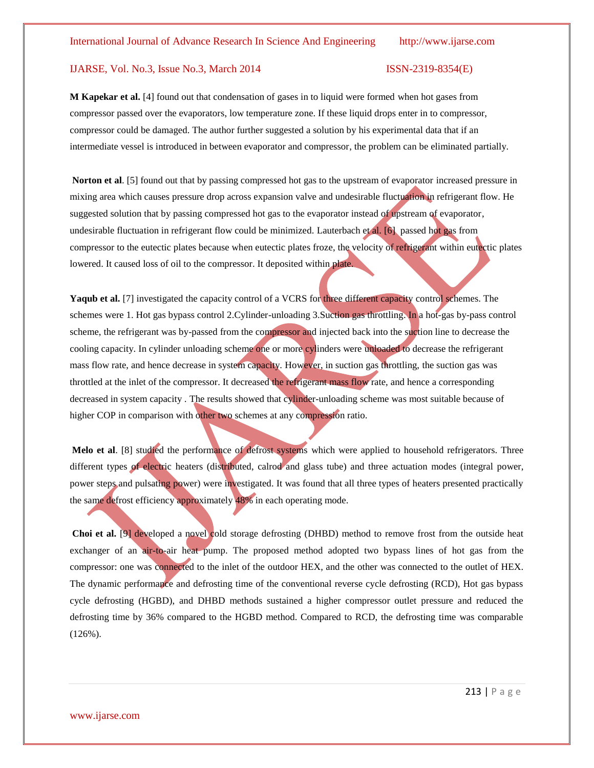**M Kapekar et al.** [4] found out that condensation of gases in to liquid were formed when hot gases from compressor passed over the evaporators, low temperature zone. If these liquid drops enter in to compressor, compressor could be damaged. The author further suggested a solution by his experimental data that if an intermediate vessel is introduced in between evaporator and compressor, the problem can be eliminated partially.

**Norton et al**. [5] found out that by passing compressed hot gas to the upstream of evaporator increased pressure in mixing area which causes pressure drop across expansion valve and undesirable fluctuation in refrigerant flow. He suggested solution that by passing compressed hot gas to the evaporator instead of upstream of evaporator, undesirable fluctuation in refrigerant flow could be minimized. Lauterbach et al. [6] passed hot gas from compressor to the eutectic plates because when eutectic plates froze, the velocity of refrigerant within eutectic plates lowered. It caused loss of oil to the compressor. It deposited within plate.

**Yaqub et al.** [7] investigated the capacity control of a VCRS for three different capacity control schemes. The schemes were 1. Hot gas bypass control 2.Cylinder-unloading 3.Suction gas throttling. In a hot-gas by-pass control scheme, the refrigerant was by-passed from the compressor and injected back into the suction line to decrease the cooling capacity. In cylinder unloading scheme one or more cylinders were unloaded to decrease the refrigerant mass flow rate, and hence decrease in system capacity. However, in suction gas throttling, the suction gas was throttled at the inlet of the compressor. It decreased the refrigerant mass flow rate, and hence a corresponding decreased in system capacity . The results showed that cylinder-unloading scheme was most suitable because of higher COP in comparison with other two schemes at any compression ratio.

**Melo et al**. [8] studied the performance of defrost systems which were applied to household refrigerators. Three different types of electric heaters (distributed, calrod and glass tube) and three actuation modes (integral power, power steps and pulsating power) were investigated. It was found that all three types of heaters presented practically the same defrost efficiency approximately 48% in each operating mode.

**Choi et al.** [9] developed a novel cold storage defrosting (DHBD) method to remove frost from the outside heat exchanger of an air-to-air heat pump. The proposed method adopted two bypass lines of hot gas from the compressor: one was connected to the inlet of the outdoor HEX, and the other was connected to the outlet of HEX. The dynamic performance and defrosting time of the conventional reverse cycle defrosting (RCD), Hot gas bypass cycle defrosting (HGBD), and DHBD methods sustained a higher compressor outlet pressure and reduced the defrosting time by 36% compared to the HGBD method. Compared to RCD, the defrosting time was comparable (126%).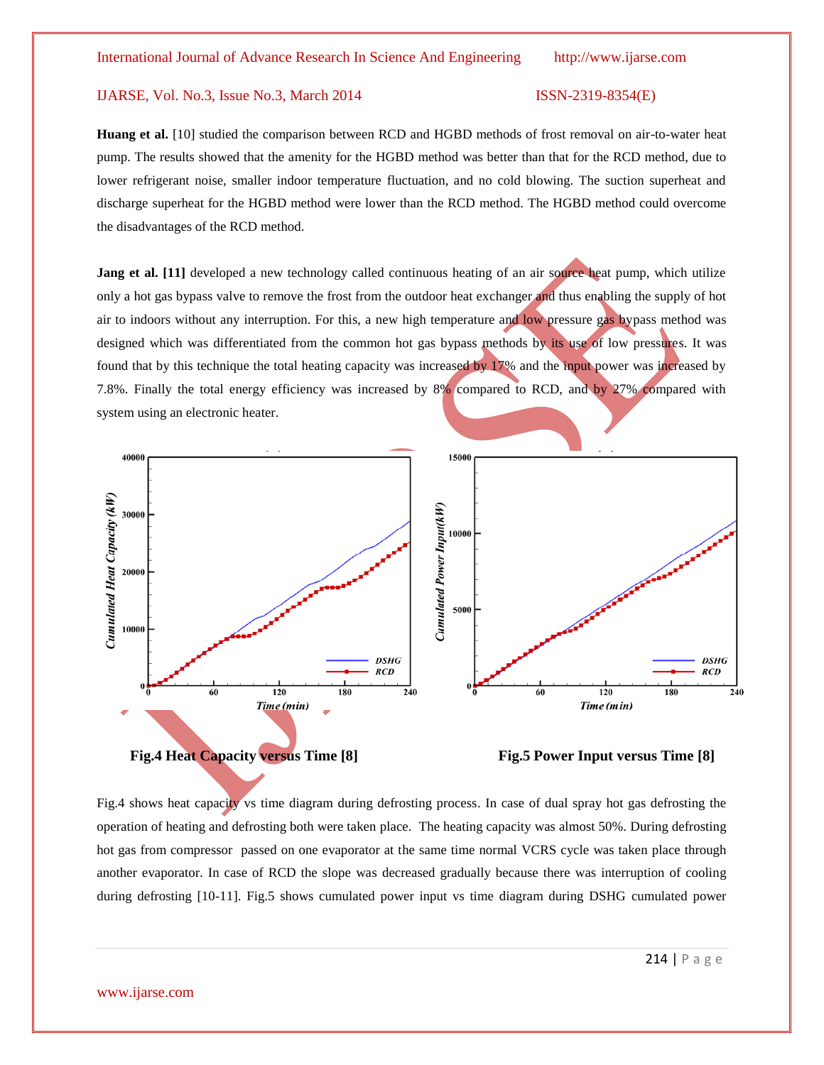**Huang et al.** [10] studied the comparison between RCD and HGBD methods of frost removal on air-to-water heat pump. The results showed that the amenity for the HGBD method was better than that for the RCD method, due to lower refrigerant noise, smaller indoor temperature fluctuation, and no cold blowing. The suction superheat and discharge superheat for the HGBD method were lower than the RCD method. The HGBD method could overcome the disadvantages of the RCD method.

**Jang et al. [11]** developed a new technology called continuous heating of an air source heat pump, which utilize only a hot gas bypass valve to remove the frost from the outdoor heat exchanger and thus enabling the supply of hot air to indoors without any interruption. For this, a new high temperature and low pressure gas bypass method was designed which was differentiated from the common hot gas bypass methods by its use of low pressures. It was found that by this technique the total heating capacity was increased by 17% and the input power was increased by 7.8%. Finally the total energy efficiency was increased by 8% compared to RCD, and by 27% compared with system using an electronic heater.

**Fig.4 Heat Capacity versus Time [8]**

**Fig.5 Power Input versus Time [8]**

Fig.4 shows heat capacity vs time diagram during defrosting process. In case of dual spray hot gas defrosting the operation of heating and defrosting both were taken place. The heating capacity was almost 50%. During defrosting hot gas from compressor passed on one evaporator at the same time normal VCRS cycle was taken place through another evaporator. In case of RCD the slope was decreased gradually because there was interruption of cooling during defrosting [10-11]. Fig.5 shows cumulated power input vs time diagram during DSHG cumulated power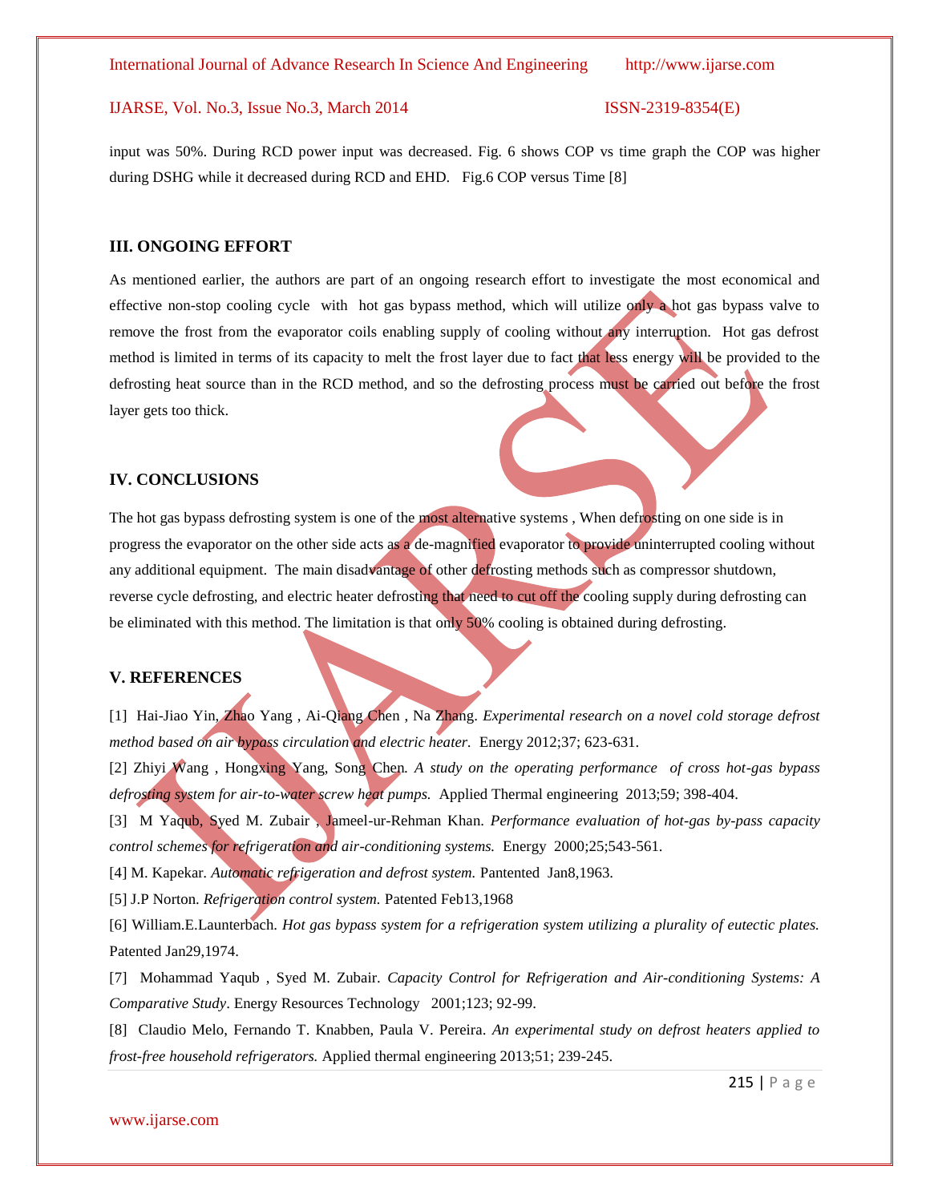input was 50%. During RCD power input was decreased. Fig. 6 shows COP vs time graph the COP was higher during DSHG while it decreased during RCD and EHD. Fig.6 COP versus Time [8]

## III. ONGOING EFFORT

As mentioned earlier, the authors are part of an ongoing research effort to investigate the most economical and effective non-stop cooling cycle with hot gas bypass method, which will utilize only a hot gas bypass valve to remove the frost from the evaporator coils enabling supply of cooling without any interruption. Hot gas defrost method is limited in terms of its capacity to melt the frost layer due to fact that less energy will be provided to the defrosting heat source than in the RCD method, and so the defrosting process must be carried out before the frost layer gets too thick.

## IV. CONCLUSIONS

The hot gas bypass defrosting system is one of the most alternative systems , When defrosting on one side is in progress the evaporator on the other side acts as a de-magnified evaporator to provide uninterrupted cooling without any additional equipment. The main disadvantage of other defrosting methods such as compressor shutdown, reverse cycle defrosting, and electric heater defrosting that need to cut off the cooling supply during defrosting can be eliminated with this method. The limitation is that only 50% cooling is obtained during defrosting.

## V. REFERENCES

[1] Hai-Jiao Yin, Zhao Yang , Ai-Qiang Chen , Na Zhang. *Experimental research on a novel cold storage defrost method based on air bypass circulation and electric heater.* Energy 2012;37; 623-631.

[2] Zhiyi Wang , Hongxing Yang, Song Chen. *A study on the operating performance of cross hot-gas bypass defrosting system for air-to-water screw heat pumps.* Applied Thermal engineering 2013;59; 398-404.

[3] M Yaqub, Syed M. Zubair , Jameel-ur-Rehman Khan. *Performance evaluation of hot-gas by-pass capacity control schemes for refrigeration and air-conditioning systems.* Energy 2000;25;543-561.

[4] M. Kapekar. *Automatic refrigeration and defrost system.* Pantented Jan8,1963.

[5] J.P Norton. *Refrigeration control system.* Patented Feb13,1968

[6] William.E.Launterbach. *Hot gas bypass system for a refrigeration system utilizing a plurality of eutectic plates.* Patented Jan29,1974.

[7] Mohammad Yaqub , Syed M. Zubair. *Capacity Control for Refrigeration and Air-conditioning Systems: A Comparative Study*. Energy Resources Technology 2001;123; 92-99.

[8] Claudio Melo, Fernando T. Knabben, Paula V. Pereira. *An experimental study on defrost heaters applied to frost-free household refrigerators.* Applied thermal engineering 2013;51; 239-245.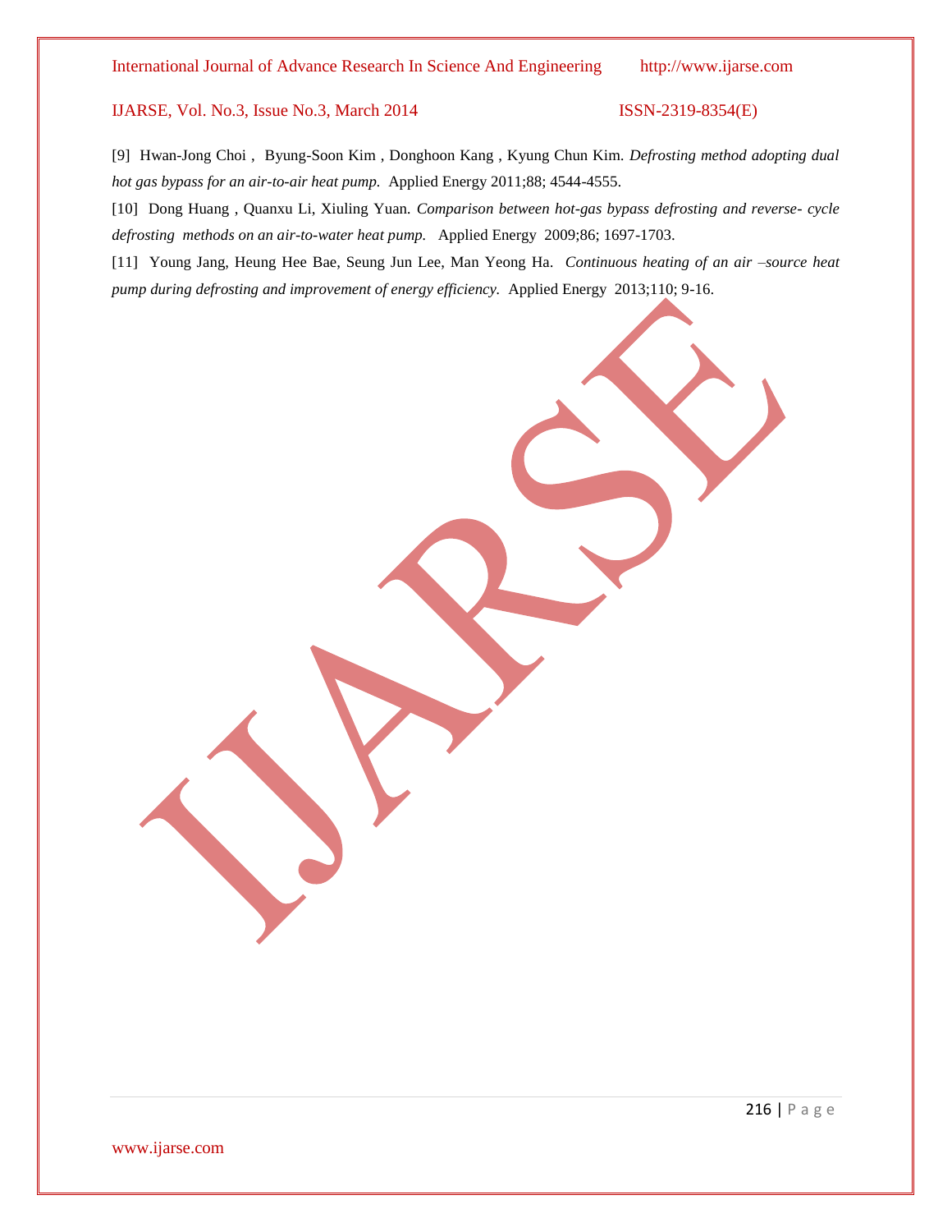[9] Hwan-Jong Choi , Byung-Soon Kim , Donghoon Kang , Kyung Chun Kim. *Defrosting method adopting dual hot gas bypass for an air-to-air heat pump.* Applied Energy 2011;88; 4544-4555.

[10] Dong Huang , Quanxu Li, Xiuling Yuan. *Comparison between hot-gas bypass defrosting and reverse- cycle defrosting methods on an air-to-water heat pump.* Applied Energy 2009;86; 1697-1703.

[11] Young Jang, Heung Hee Bae, Seung Jun Lee, Man Yeong Ha. *Continuous heating of an air –source heat pump during defrosting and improvement of energy efficiency.* Applied Energy 2013;110; 9-16.